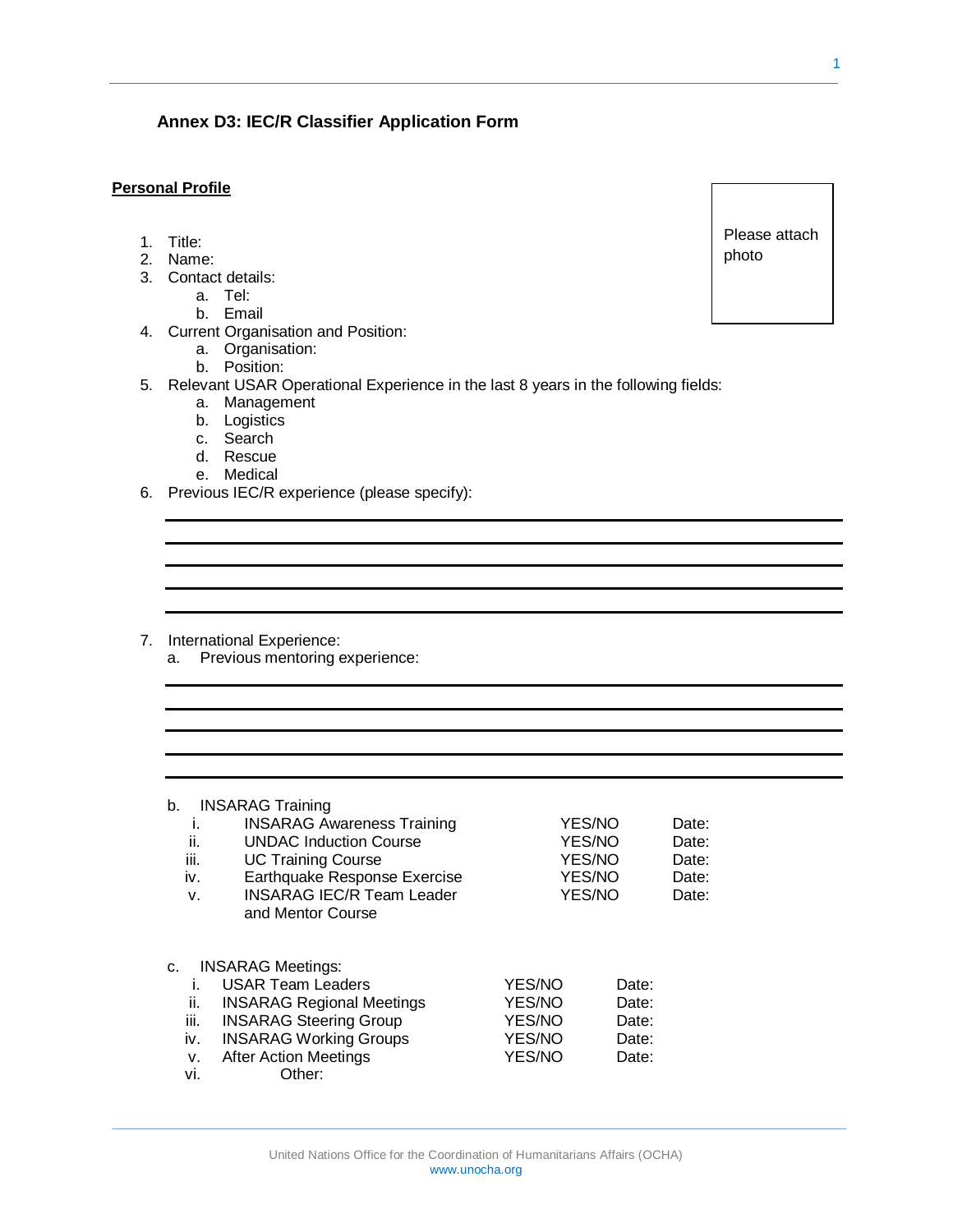## Annex D3: IEC/R Classifier Application Form

**<u>Personal Profile</u>**

Please attach photo

1. Title:
2. Name:
3. Contact details:
   a. Tel:
   b. Email
4. Current Organisation and Position:
   a. Organisation:
   b. Position:
5. Relevant USAR Operational Experience in the last 8 years in the following fields:
   a. Management
   b. Logistics
   c. Search
   d. Rescue
   e. Medical
6. Previous IEC/R experience (please specify):

______________________________________________

______________________________________________

______________________________________________

______________________________________________

______________________________________________

7. International Experience:
   a. Previous mentoring experience:

______________________________________________

______________________________________________

______________________________________________

______________________________________________

______________________________________________

   b. INSARAG Training

| | | | |
|---|---|---|---|
| i. | INSARAG Awareness Training | YES/NO | Date: |
| ii. | UNDAC Induction Course | YES/NO | Date: |
| iii. | UC Training Course | YES/NO | Date: |
| iv. | Earthquake Response Exercise | YES/NO | Date: |
| v. | INSARAG IEC/R Team Leader and Mentor Course | YES/NO | Date: |

   c. INSARAG Meetings:

| | | | |
|---|---|---|---|
| i. | USAR Team Leaders | YES/NO | Date: |
| ii. | INSARAG Regional Meetings | YES/NO | Date: |
| iii. | INSARAG Steering Group | YES/NO | Date: |
| iv. | INSARAG Working Groups | YES/NO | Date: |
| v. | After Action Meetings | YES/NO | Date: |
| vi. | Other: | | |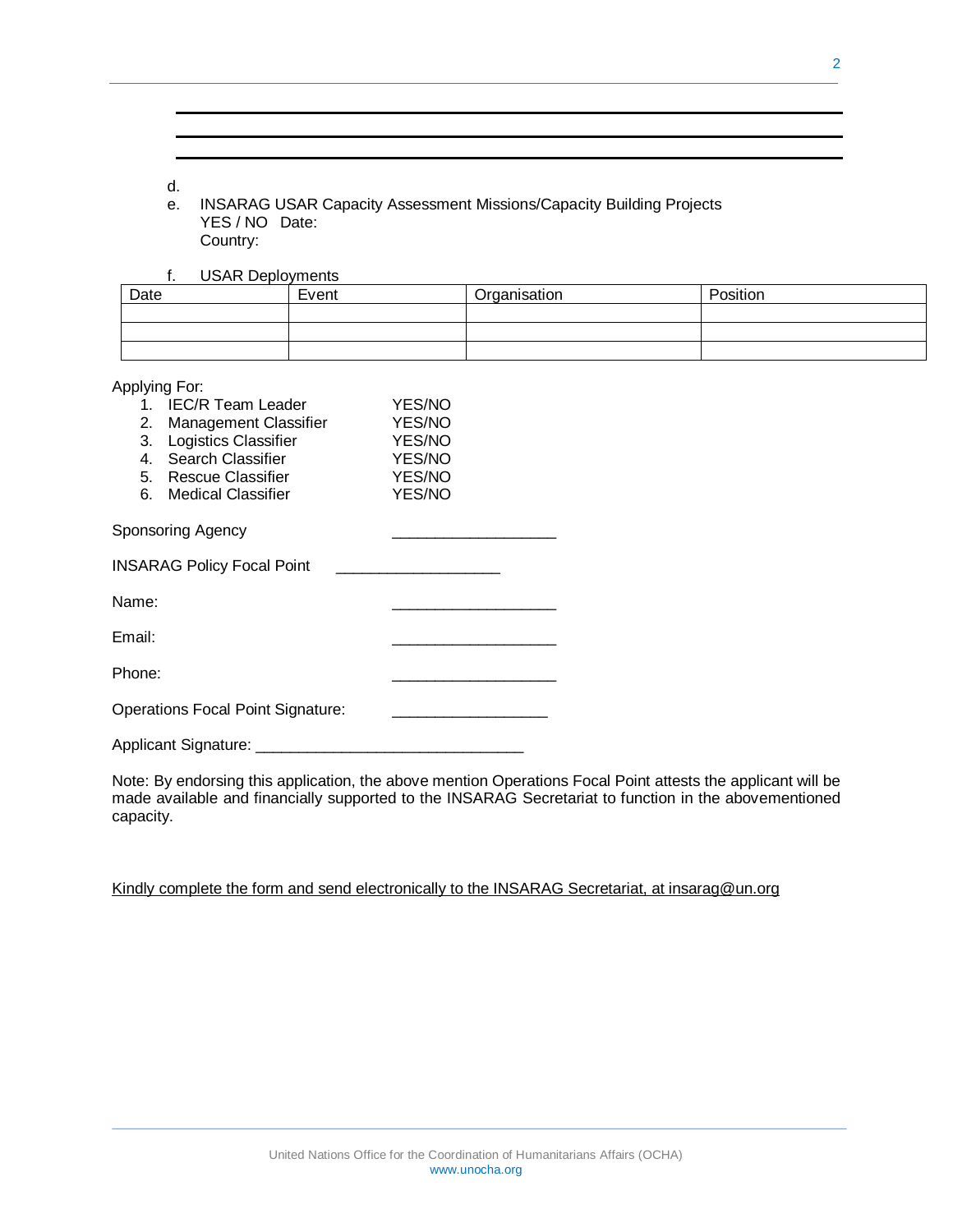d.

e. INSARAG USAR Capacity Assessment Missions/Capacity Building Projects
   YES / NO   Date:
   Country:

f. USAR Deployments

| Date | Event | Organisation | Position |
|---|---|---|---|
| | | | |
| | | | |
| | | | |

Applying For:

1. IEC/R Team Leader YES/NO
2. Management Classifier YES/NO
3. Logistics Classifier YES/NO
4. Search Classifier YES/NO
5. Rescue Classifier YES/NO
6. Medical Classifier YES/NO

Sponsoring Agency ___________________

INSARAG Policy Focal Point ___________________

Name: ___________________

Email: ___________________

Phone: ___________________

Operations Focal Point Signature: __________________

Applicant Signature: _______________________________

Note: By endorsing this application, the above mention Operations Focal Point attests the applicant will be made available and financially supported to the INSARAG Secretariat to function in the abovementioned capacity.

Kindly complete the form and send electronically to the INSARAG Secretariat, at insarag@un.org

United Nations Office for the Coordination of Humanitarians Affairs (OCHA)
www.unocha.org